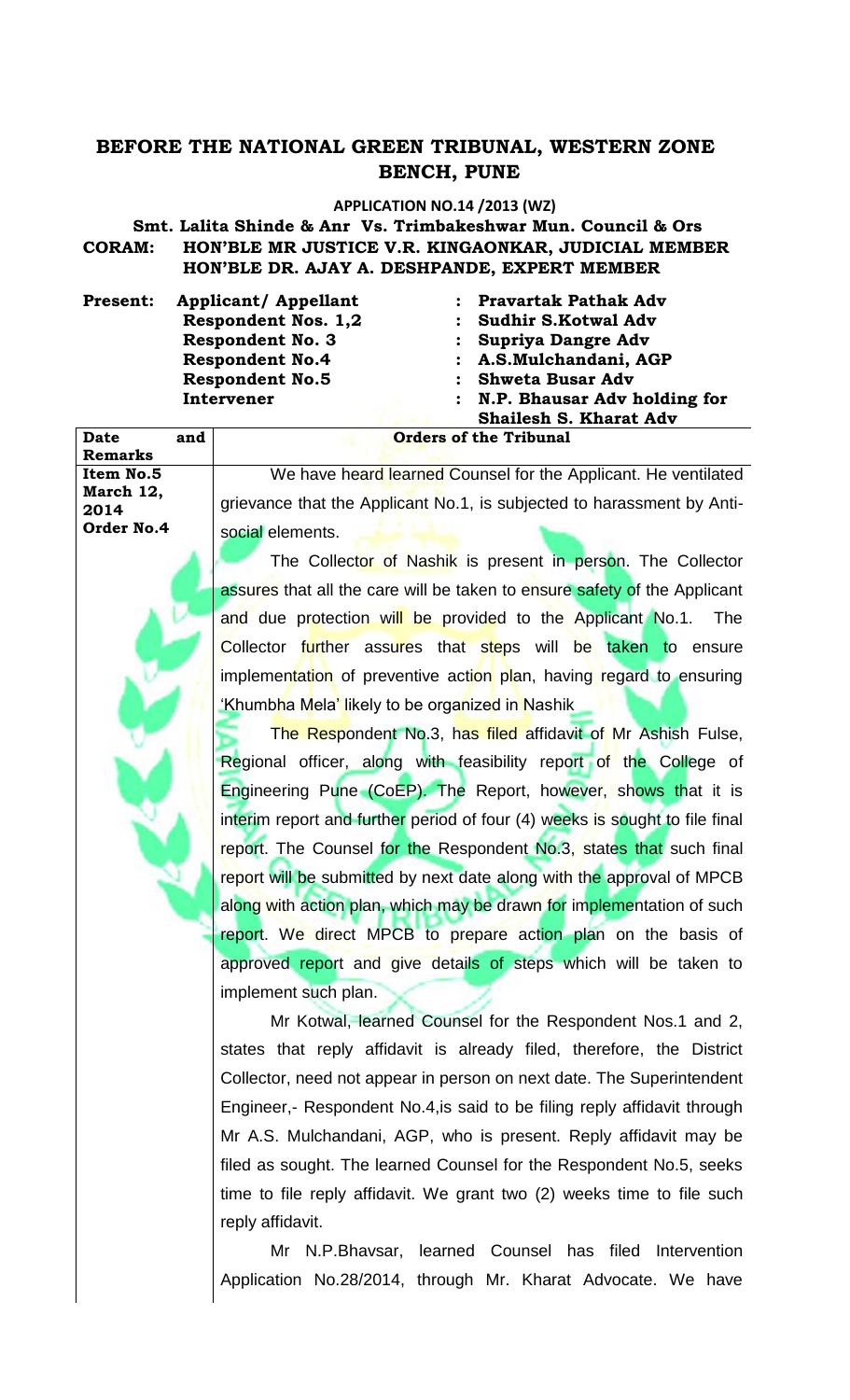# BEFORE THE NATIONAL GREEN TRIBUNAL, WESTERN ZONE BENCH, PUNE

**APPLICATION NO.14 /2013 (WZ)**

**Smt. Lalita Shinde & Anr Vs. Trimbakeshwar Mun. Council & Ors**

**CORAM: HON'BLE MR JUSTICE V.R. KINGAONKAR, JUDICIAL MEMBER**
**HON'BLE DR. AJAY A. DESHPANDE, EXPERT MEMBER**

| **Present:** | | |
|---|---|---|
| | **Applicant/ Appellant** | **: Pravartak Pathak Adv** |
| | **Respondent Nos. 1,2** | **: Sudhir S.Kotwal Adv** |
| | **Respondent No. 3** | **: Supriya Dangre Adv** |
| | **Respondent No.4** | **: A.S.Mulchandani, AGP** |
| | **Respondent No.5** | **: Shweta Busar Adv** |
| | **Intervener** | **: N.P. Bhausar Adv holding for Shailesh S. Kharat Adv** |

| **Date and Remarks** | **Orders of the Tribunal** |
|---|---|
| **Item No.5**<br>**March 12, 2014**<br>**Order No.4** | We have heard learned Counsel for the Applicant. He ventilated grievance that the Applicant No.1, is subjected to harassment by Anti-social elements.<br><br>The Collector of Nashik is present in person. The Collector assures that all the care will be taken to ensure safety of the Applicant and due protection will be provided to the Applicant No.1. The Collector further assures that steps will be taken to ensure implementation of preventive action plan, having regard to ensuring 'Khumbha Mela' likely to be organized in Nashik<br><br>The Respondent No.3, has filed affidavit of Mr Ashish Fulse, Regional officer, along with feasibility report of the College of Engineering Pune (CoEP). The Report, however, shows that it is interim report and further period of four (4) weeks is sought to file final report. The Counsel for the Respondent No.3, states that such final report will be submitted by next date along with the approval of MPCB along with action plan, which may be drawn for implementation of such report. We direct MPCB to prepare action plan on the basis of approved report and give details of steps which will be taken to implement such plan.<br><br>Mr Kotwal, learned Counsel for the Respondent Nos.1 and 2, states that reply affidavit is already filed, therefore, the District Collector, need not appear in person on next date. The Superintendent Engineer,- Respondent No.4,is said to be filing reply affidavit through Mr A.S. Mulchandani, AGP, who is present. Reply affidavit may be filed as sought. The learned Counsel for the Respondent No.5, seeks time to file reply affidavit. We grant two (2) weeks time to file such reply affidavit.<br><br>Mr N.P.Bhavsar, learned Counsel has filed Intervention Application No.28/2014, through Mr. Kharat Advocate. We have |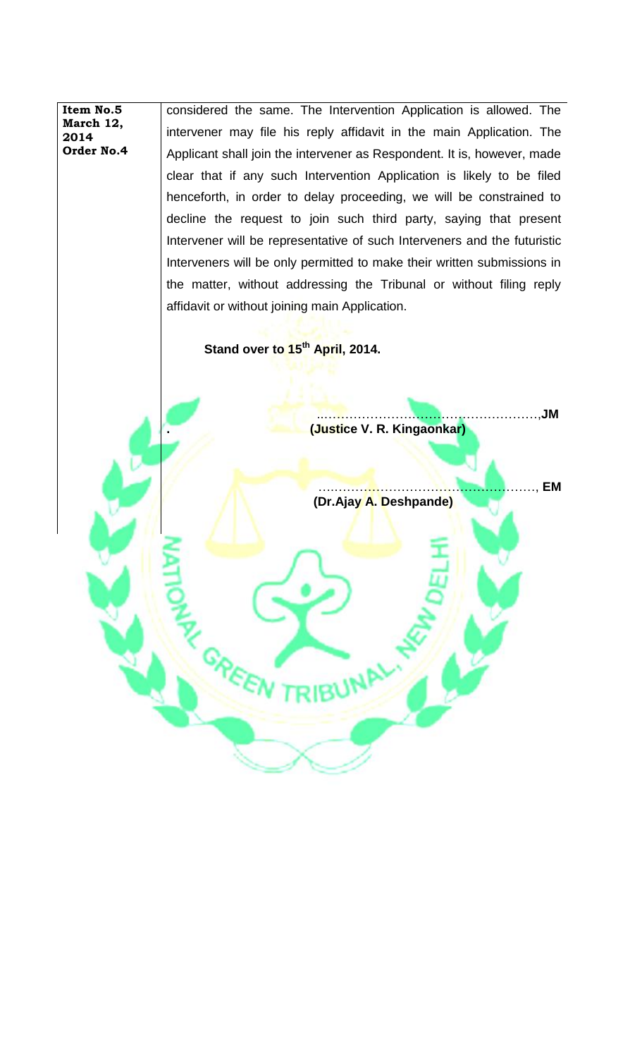**Item No.5**
**March 12, 2014**
**Order No.4**

considered the same. The Intervention Application is allowed. The intervener may file his reply affidavit in the main Application. The Applicant shall join the intervener as Respondent. It is, however, made clear that if any such Intervention Application is likely to be filed henceforth, in order to delay proceeding, we will be constrained to decline the request to join such third party, saying that present Intervener will be representative of such Interveners and the futuristic Interveners will be only permitted to make their written submissions in the matter, without addressing the Tribunal or without filing reply affidavit or without joining main Application.

**Stand over to 15th April, 2014.**

……………………………………………,**JM**
**(Justice V. R. Kingaonkar)**

……………………………………………, **EM**
**(Dr.Ajay A. Deshpande)**